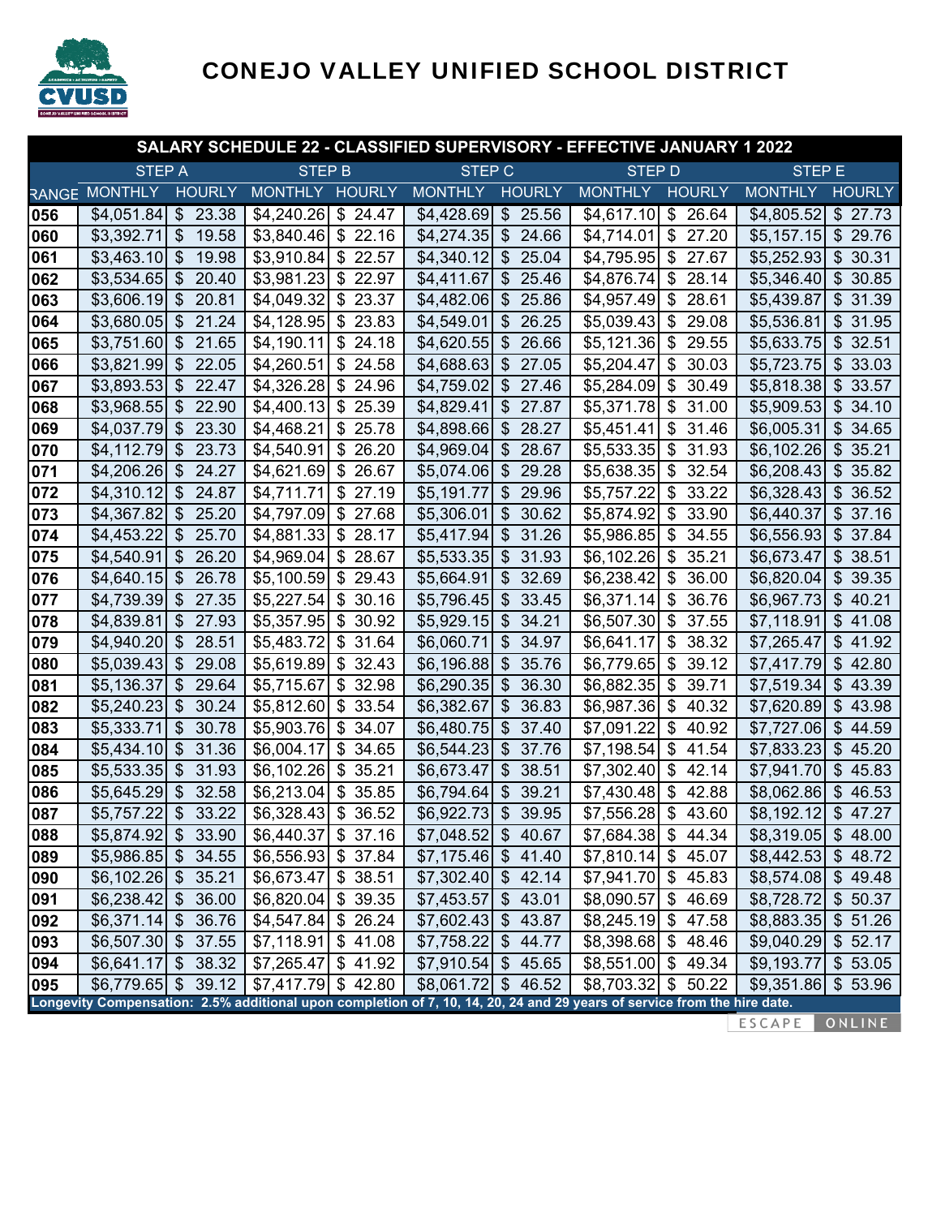# CONEJO VALLEY UNIFIED SCHOOL DISTRICT

| SALARY SCHEDULE 22 - CLASSIFIED SUPERVISORY - EFFECTIVE JANUARY 1 2022 | | | | | | | | | | |
|---|---|---|---|---|---|---|---|---|---|---|
| | STEP A | | STEP B | | STEP C | | STEP D | | STEP E | |
| RANGE | MONTHLY | HOURLY | MONTHLY | HOURLY | MONTHLY | HOURLY | MONTHLY | HOURLY | MONTHLY | HOURLY |
| 056 | $4,051.84 | $ 23.38 | $4,240.26 | $ 24.47 | $4,428.69 | $ 25.56 | $4,617.10 | $ 26.64 | $4,805.52 | $ 27.73 |
| 060 | $3,392.71 | $ 19.58 | $3,840.46 | $ 22.16 | $4,274.35 | $ 24.66 | $4,714.01 | $ 27.20 | $5,157.15 | $ 29.76 |
| 061 | $3,463.10 | $ 19.98 | $3,910.84 | $ 22.57 | $4,340.12 | $ 25.04 | $4,795.95 | $ 27.67 | $5,252.93 | $ 30.31 |
| 062 | $3,534.65 | $ 20.40 | $3,981.23 | $ 22.97 | $4,411.67 | $ 25.46 | $4,876.74 | $ 28.14 | $5,346.40 | $ 30.85 |
| 063 | $3,606.19 | $ 20.81 | $4,049.32 | $ 23.37 | $4,482.06 | $ 25.86 | $4,957.49 | $ 28.61 | $5,439.87 | $ 31.39 |
| 064 | $3,680.05 | $ 21.24 | $4,128.95 | $ 23.83 | $4,549.01 | $ 26.25 | $5,039.43 | $ 29.08 | $5,536.81 | $ 31.95 |
| 065 | $3,751.60 | $ 21.65 | $4,190.11 | $ 24.18 | $4,620.55 | $ 26.66 | $5,121.36 | $ 29.55 | $5,633.75 | $ 32.51 |
| 066 | $3,821.99 | $ 22.05 | $4,260.51 | $ 24.58 | $4,688.63 | $ 27.05 | $5,204.47 | $ 30.03 | $5,723.75 | $ 33.03 |
| 067 | $3,893.53 | $ 22.47 | $4,326.28 | $ 24.96 | $4,759.02 | $ 27.46 | $5,284.09 | $ 30.49 | $5,818.38 | $ 33.57 |
| 068 | $3,968.55 | $ 22.90 | $4,400.13 | $ 25.39 | $4,829.41 | $ 27.87 | $5,371.78 | $ 31.00 | $5,909.53 | $ 34.10 |
| 069 | $4,037.79 | $ 23.30 | $4,468.21 | $ 25.78 | $4,898.66 | $ 28.27 | $5,451.41 | $ 31.46 | $6,005.31 | $ 34.65 |
| 070 | $4,112.79 | $ 23.73 | $4,540.91 | $ 26.20 | $4,969.04 | $ 28.67 | $5,533.35 | $ 31.93 | $6,102.26 | $ 35.21 |
| 071 | $4,206.26 | $ 24.27 | $4,621.69 | $ 26.67 | $5,074.06 | $ 29.28 | $5,638.35 | $ 32.54 | $6,208.43 | $ 35.82 |
| 072 | $4,310.12 | $ 24.87 | $4,711.71 | $ 27.19 | $5,191.77 | $ 29.96 | $5,757.22 | $ 33.22 | $6,328.43 | $ 36.52 |
| 073 | $4,367.82 | $ 25.20 | $4,797.09 | $ 27.68 | $5,306.01 | $ 30.62 | $5,874.92 | $ 33.90 | $6,440.37 | $ 37.16 |
| 074 | $4,453.22 | $ 25.70 | $4,881.33 | $ 28.17 | $5,417.94 | $ 31.26 | $5,986.85 | $ 34.55 | $6,556.93 | $ 37.84 |
| 075 | $4,540.91 | $ 26.20 | $4,969.04 | $ 28.67 | $5,533.35 | $ 31.93 | $6,102.26 | $ 35.21 | $6,673.47 | $ 38.51 |
| 076 | $4,640.15 | $ 26.78 | $5,100.59 | $ 29.43 | $5,664.91 | $ 32.69 | $6,238.42 | $ 36.00 | $6,820.04 | $ 39.35 |
| 077 | $4,739.39 | $ 27.35 | $5,227.54 | $ 30.16 | $5,796.45 | $ 33.45 | $6,371.14 | $ 36.76 | $6,967.73 | $ 40.21 |
| 078 | $4,839.81 | $ 27.93 | $5,357.95 | $ 30.92 | $5,929.15 | $ 34.21 | $6,507.30 | $ 37.55 | $7,118.91 | $ 41.08 |
| 079 | $4,940.20 | $ 28.51 | $5,483.72 | $ 31.64 | $6,060.71 | $ 34.97 | $6,641.17 | $ 38.32 | $7,265.47 | $ 41.92 |
| 080 | $5,039.43 | $ 29.08 | $5,619.89 | $ 32.43 | $6,196.88 | $ 35.76 | $6,779.65 | $ 39.12 | $7,417.79 | $ 42.80 |
| 081 | $5,136.37 | $ 29.64 | $5,715.67 | $ 32.98 | $6,290.35 | $ 36.30 | $6,882.35 | $ 39.71 | $7,519.34 | $ 43.39 |
| 082 | $5,240.23 | $ 30.24 | $5,812.60 | $ 33.54 | $6,382.67 | $ 36.83 | $6,987.36 | $ 40.32 | $7,620.89 | $ 43.98 |
| 083 | $5,333.71 | $ 30.78 | $5,903.76 | $ 34.07 | $6,480.75 | $ 37.40 | $7,091.22 | $ 40.92 | $7,727.06 | $ 44.59 |
| 084 | $5,434.10 | $ 31.36 | $6,004.17 | $ 34.65 | $6,544.23 | $ 37.76 | $7,198.54 | $ 41.54 | $7,833.23 | $ 45.20 |
| 085 | $5,533.35 | $ 31.93 | $6,102.26 | $ 35.21 | $6,673.47 | $ 38.51 | $7,302.40 | $ 42.14 | $7,941.70 | $ 45.83 |
| 086 | $5,645.29 | $ 32.58 | $6,213.04 | $ 35.85 | $6,794.64 | $ 39.21 | $7,430.48 | $ 42.88 | $8,062.86 | $ 46.53 |
| 087 | $5,757.22 | $ 33.22 | $6,328.43 | $ 36.52 | $6,922.73 | $ 39.95 | $7,556.28 | $ 43.60 | $8,192.12 | $ 47.27 |
| 088 | $5,874.92 | $ 33.90 | $6,440.37 | $ 37.16 | $7,048.52 | $ 40.67 | $7,684.38 | $ 44.34 | $8,319.05 | $ 48.00 |
| 089 | $5,986.85 | $ 34.55 | $6,556.93 | $ 37.84 | $7,175.46 | $ 41.40 | $7,810.14 | $ 45.07 | $8,442.53 | $ 48.72 |
| 090 | $6,102.26 | $ 35.21 | $6,673.47 | $ 38.51 | $7,302.40 | $ 42.14 | $7,941.70 | $ 45.83 | $8,574.08 | $ 49.48 |
| 091 | $6,238.42 | $ 36.00 | $6,820.04 | $ 39.35 | $7,453.57 | $ 43.01 | $8,090.57 | $ 46.69 | $8,728.72 | $ 50.37 |
| 092 | $6,371.14 | $ 36.76 | $4,547.84 | $ 26.24 | $7,602.43 | $ 43.87 | $8,245.19 | $ 47.58 | $8,883.35 | $ 51.26 |
| 093 | $6,507.30 | $ 37.55 | $7,118.91 | $ 41.08 | $7,758.22 | $ 44.77 | $8,398.68 | $ 48.46 | $9,040.29 | $ 52.17 |
| 094 | $6,641.17 | $ 38.32 | $7,265.47 | $ 41.92 | $7,910.54 | $ 45.65 | $8,551.00 | $ 49.34 | $9,193.77 | $ 53.05 |
| 095 | $6,779.65 | $ 39.12 | $7,417.79 | $ 42.80 | $8,061.72 | $ 46.52 | $8,703.32 | $ 50.22 | $9,351.86 | $ 53.96 |

**Longevity Compensation: 2.5% additional upon completion of 7, 10, 14, 20, 24 and 29 years of service from the hire date.**

ESCAPE ONLINE